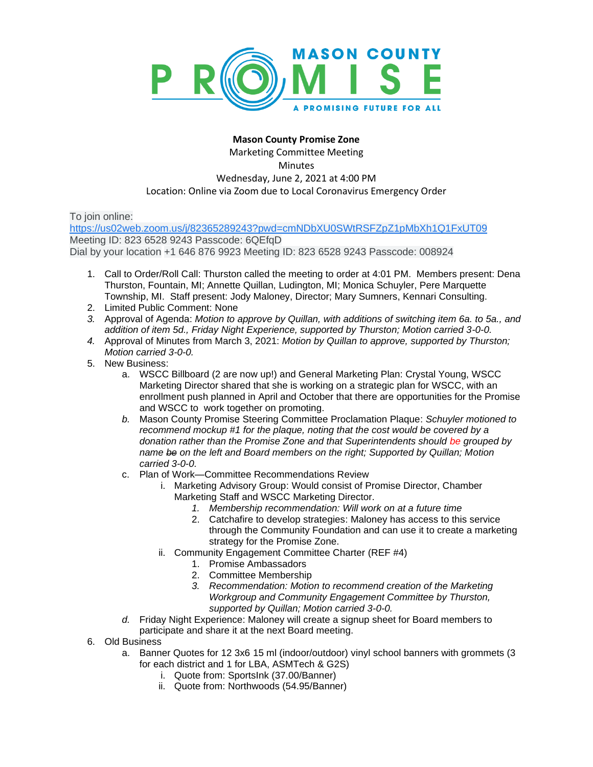**Mason County Promise Zone**

Marketing Committee Meeting

Minutes

Wednesday, June 2, 2021 at 4:00 PM

Location: Online via Zoom due to Local Coronavirus Emergency Order

To join online:
https://us02web.zoom.us/j/82365289243?pwd=cmNDbXU0SWtRSFZpZ1pMbXh1Q1FxUT09
Meeting ID: 823 6528 9243 Passcode: 6QEfqD
Dial by your location +1 646 876 9923 Meeting ID: 823 6528 9243 Passcode: 008924

1. Call to Order/Roll Call: Thurston called the meeting to order at 4:01 PM. Members present: Dena Thurston, Fountain, MI; Annette Quillan, Ludington, MI; Monica Schuyler, Pere Marquette Township, MI. Staff present: Jody Maloney, Director; Mary Sumners, Kennari Consulting.
2. Limited Public Comment: None
3. Approval of Agenda: *Motion to approve by Quillan, with additions of switching item 6a. to 5a., and addition of item 5d., Friday Night Experience, supported by Thurston; Motion carried 3-0-0.*
4. Approval of Minutes from March 3, 2021: *Motion by Quillan to approve, supported by Thurston; Motion carried 3-0-0.*
5. New Business:
   a. WSCC Billboard (2 are now up!) and General Marketing Plan: Crystal Young, WSCC Marketing Director shared that she is working on a strategic plan for WSCC, with an enrollment push planned in April and October that there are opportunities for the Promise and WSCC to work together on promoting.
   b. Mason County Promise Steering Committee Proclamation Plaque: *Schuyler motioned to recommend mockup #1 for the plaque, noting that the cost would be covered by a donation rather than the Promise Zone and that Superintendents should be grouped by name ~~be~~ on the left and Board members on the right; Supported by Quillan; Motion carried 3-0-0.*
   c. Plan of Work—Committee Recommendations Review
      i. Marketing Advisory Group: Would consist of Promise Director, Chamber Marketing Staff and WSCC Marketing Director.
         1. *Membership recommendation: Will work on at a future time*
         2. Catchafire to develop strategies: Maloney has access to this service through the Community Foundation and can use it to create a marketing strategy for the Promise Zone.
      ii. Community Engagement Committee Charter (REF #4)
         1. Promise Ambassadors
         2. Committee Membership
         3. *Recommendation: Motion to recommend creation of the Marketing Workgroup and Community Engagement Committee by Thurston, supported by Quillan; Motion carried 3-0-0.*
   d. Friday Night Experience: Maloney will create a signup sheet for Board members to participate and share it at the next Board meeting.
6. Old Business
   a. Banner Quotes for 12 3x6 15 ml (indoor/outdoor) vinyl school banners with grommets (3 for each district and 1 for LBA, ASMTech & G2S)
      i. Quote from: SportsInk (37.00/Banner)
      ii. Quote from: Northwoods (54.95/Banner)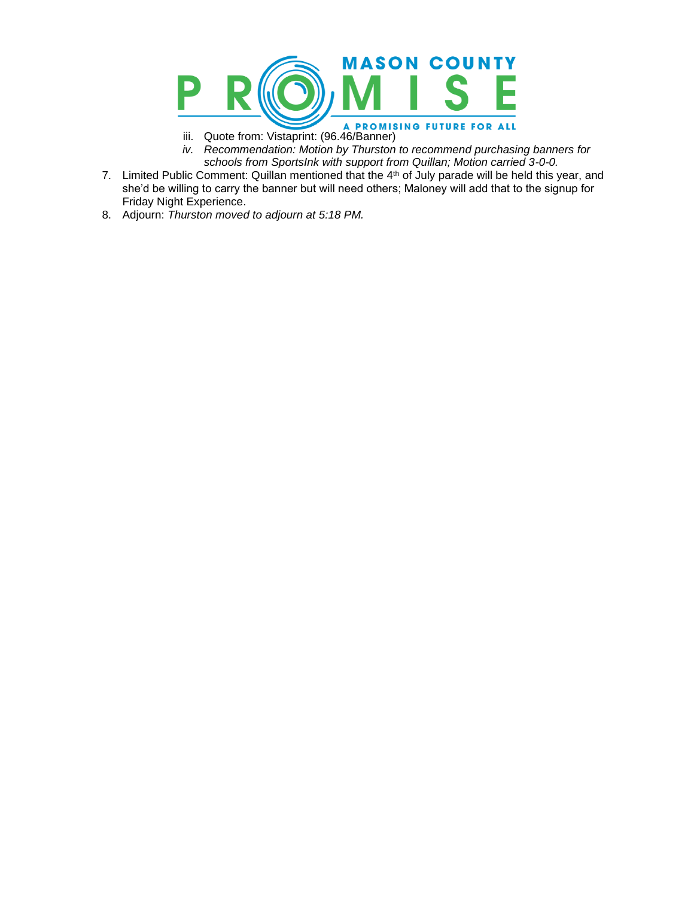iii. Quote from: Vistaprint: (96.46/Banner)

    iv. *Recommendation: Motion by Thurston to recommend purchasing banners for schools from SportsInk with support from Quillan; Motion carried 3-0-0.*

7. Limited Public Comment: Quillan mentioned that the 4th of July parade will be held this year, and she'd be willing to carry the banner but will need others; Maloney will add that to the signup for Friday Night Experience.
8. Adjourn: *Thurston moved to adjourn at 5:18 PM.*